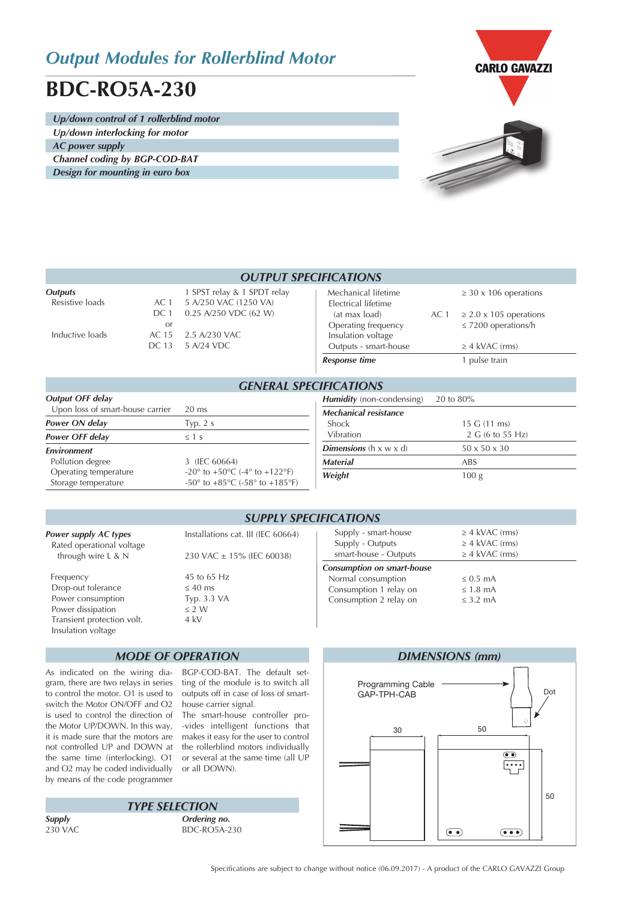# Output Modules for Rollerblind Motor

# BDC-RO5A-230

- *Up/down control of 1 rollerblind motor*
- *Up/down interlocking for motor*
- *AC power supply*
- *Channel coding by BGP-COD-BAT*
- *Design for mounting in euro box*

## OUTPUT SPECIFICATIONS

| | | |
|---|---|---|
| ***Outputs*** | | 1 SPST relay & 1 SPDT relay |
| Resistive loads | AC 1 | 5 A/250 VAC (1250 VA) |
| | DC 1 | 0.25 A/250 VDC (62 W) |
| | or | |
| Inductive loads | AC 15 | 2.5 A/230 VAC |
| | DC 13 | 5 A/24 VDC |

| | | |
|---|---|---|
| Mechanical lifetime | | ≥ 30 x 106 operations |
| Electrical lifetime (at max load) | AC 1 | ≥ 2.0 x 105 operations |
| Operating frequency | | ≤ 7200 operations/h |
| Insulation voltage Outputs - smart-house | | ≥ 4 kVAC (rms) |
| ***Response time*** | | 1 pulse train |

## GENERAL SPECIFICATIONS

| | |
|---|---|
| ***Output OFF delay*** | |
| Upon loss of smart-house carrier | 20 ms |
| ***Power ON delay*** | Typ. 2 s |
| ***Power OFF delay*** | ≤ 1 s |
| ***Environment*** | |
| Pollution degree | 3 (IEC 60664) |
| Operating temperature | -20° to +50°C (-4° to +122°F) |
| Storage temperature | -50° to +85°C (-58° to +185°F) |

| | |
|---|---|
| ***Humidity*** (non-condensing) | 20 to 80% |
| ***Mechanical resistance*** | |
| Shock | 15 G (11 ms) |
| Vibration | 2 G (6 to 55 Hz) |
| ***Dimensions*** (h x w x d) | 50 x 50 x 30 |
| ***Material*** | ABS |
| ***Weight*** | 100 g |

## SUPPLY SPECIFICATIONS

| | |
|---|---|
| ***Power supply AC types*** | Installations cat. III (IEC 60664) |
| Rated operational voltage through wire L & N | 230 VAC ± 15% (IEC 60038) |
| Frequency | 45 to 65 Hz |
| Drop-out tolerance | ≤ 40 ms |
| Power consumption | Typ. 3.3 VA |
| Power dissipation | ≤ 2 W |
| Transient protection volt. | 4 kV |
| Insulation voltage | |

| | |
|---|---|
| Supply - smart-house | ≥ 4 kVAC (rms) |
| Supply - Outputs | ≥ 4 kVAC (rms) |
| smart-house - Outputs | ≥ 4 kVAC (rms) |
| ***Consumption on smart-house*** | |
| Normal consumption | ≤ 0.5 mA |
| Consumption 1 relay on | ≤ 1.8 mA |
| Consumption 2 relay on | ≤ 3.2 mA |

## MODE OF OPERATION

As indicated on the wiring diagram, there are two relays in series to control the motor. O1 is used to switch the Motor ON/OFF and O2 is used to control the direction of the Motor UP/DOWN. In this way, it is made sure that the motors are not controlled UP and DOWN at the same time (interlocking). O1 and O2 may be coded individually by means of the code programmer BGP-COD-BAT. The default setting of the module is to switch all outputs off in case of loss of smart-house carrier signal.

The smart-house controller provides intelligent functions that makes it easy for the user to control the rollerblind motors individually or several at the same time (all UP or all DOWN).

## TYPE SELECTION

| ***Supply*** | ***Ordering no.*** |
|---|---|
| 230 VAC | BDC-RO5A-230 |

## DIMENSIONS (mm)

Programming Cable GAP-TPH-CAB

Dot

30

50

50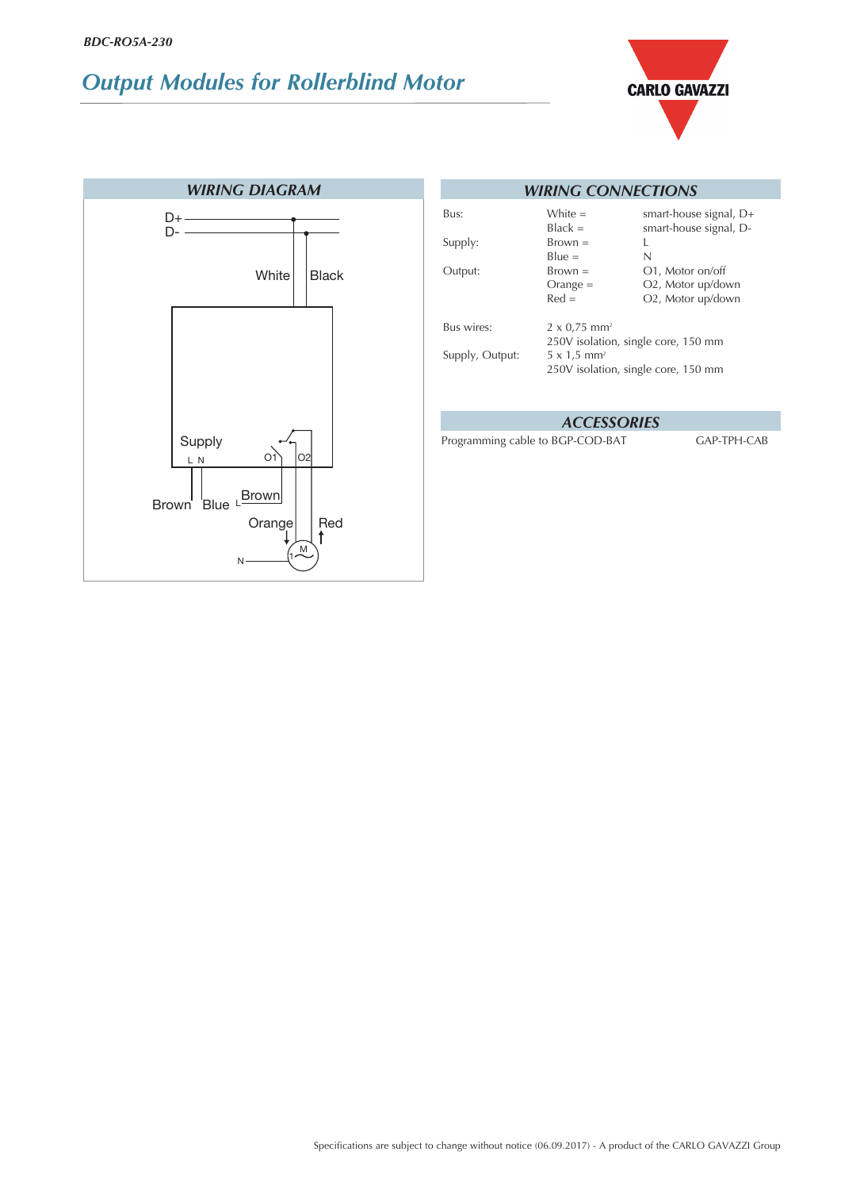## Output Modules for Rollerblind Motor

### WIRING DIAGRAM

D+
D-
White
Black
Supply
L N
O1
O2
Brown
Blue
L
Brown
Orange
Red
N
M
1~

### WIRING CONNECTIONS

| | | |
|---|---|---|
| Bus: | White = | smart-house signal, D+ |
| | Black = | smart-house signal, D- |
| Supply: | Brown = | L |
| | Blue = | N |
| Output: | Brown = | O1, Motor on/off |
| | Orange = | O2, Motor up/down |
| | Red = | O2, Motor up/down |

| | |
|---|---|
| Bus wires: | 2 x 0,75 mm² |
| | 250V isolation, single core, 150 mm |
| Supply, Output: | 5 x 1,5 mm² |
| | 250V isolation, single core, 150 mm |

### ACCESSORIES

| | |
|---|---|
| Programming cable to BGP-COD-BAT | GAP-TPH-CAB |

Specifications are subject to change without notice (06.09.2017) - A product of the CARLO GAVAZZI Group